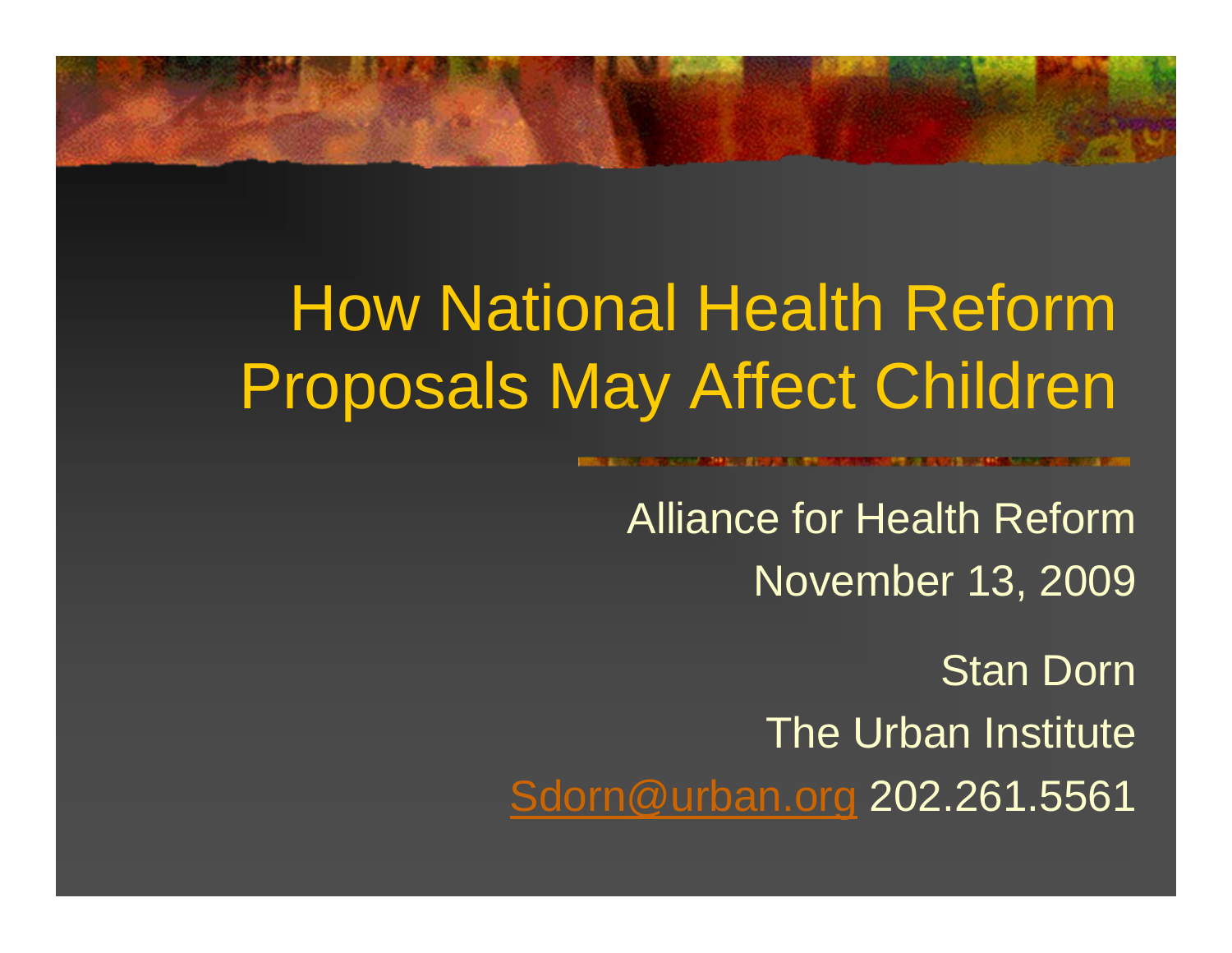# How National Health Reform Proposals May Affect Children

Alliance for Health Reform

November 13, 2009

Stan Dorn

The Urban Institute

Sdorn@urban.org 202.261.5561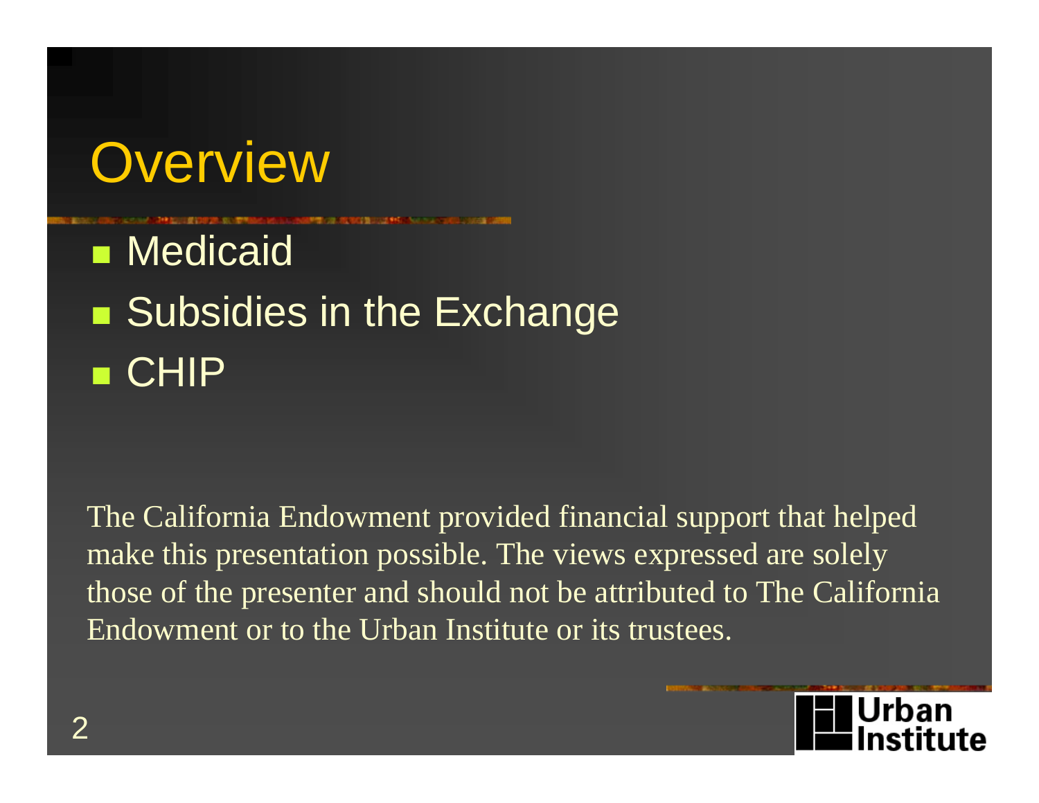# Overview

- Medicaid
- Subsidies in the Exchange
- CHIP

The California Endowment provided financial support that helped make this presentation possible. The views expressed are solely those of the presenter and should not be attributed to The California Endowment or to the Urban Institute or its trustees.

Urban Institute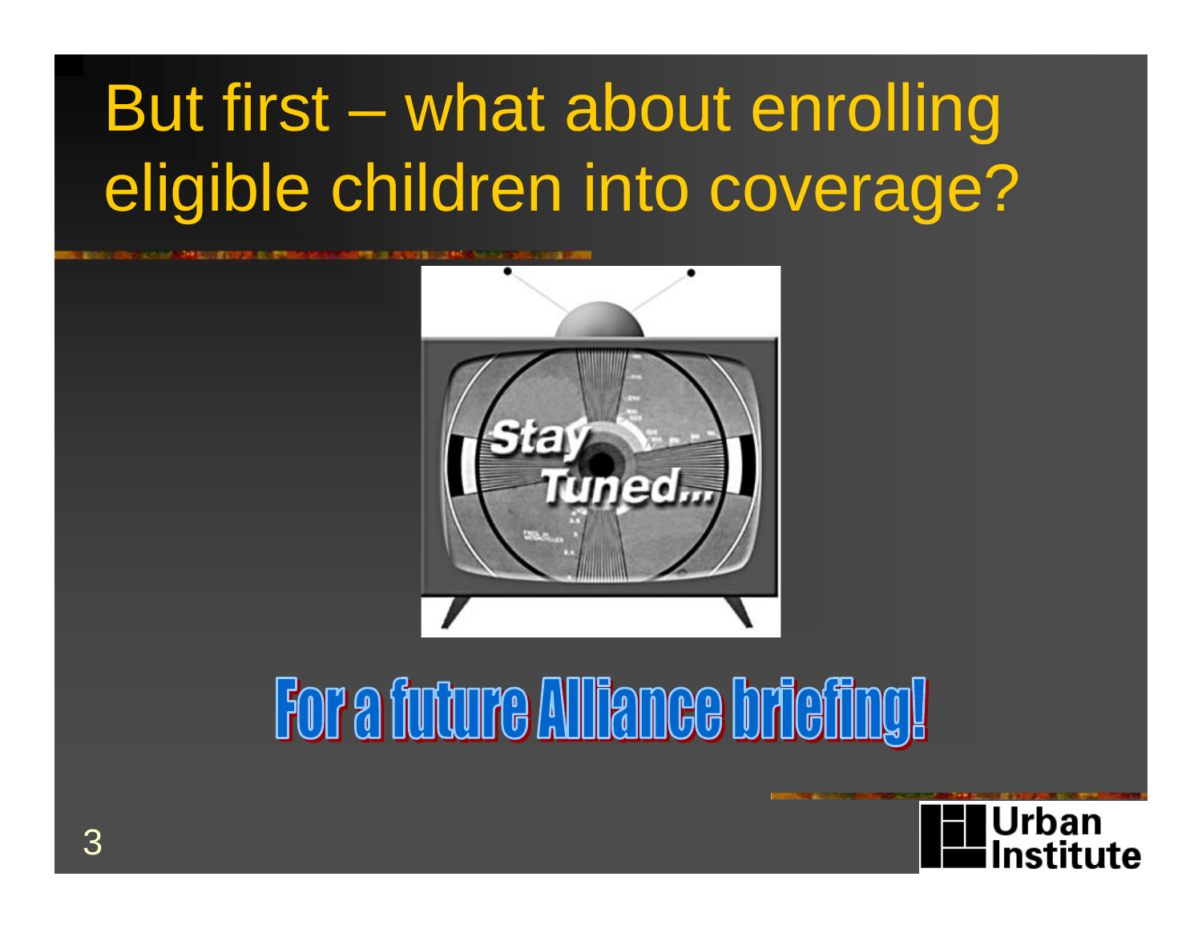# But first – what about enrolling eligible children into coverage?

For a future Alliance briefing!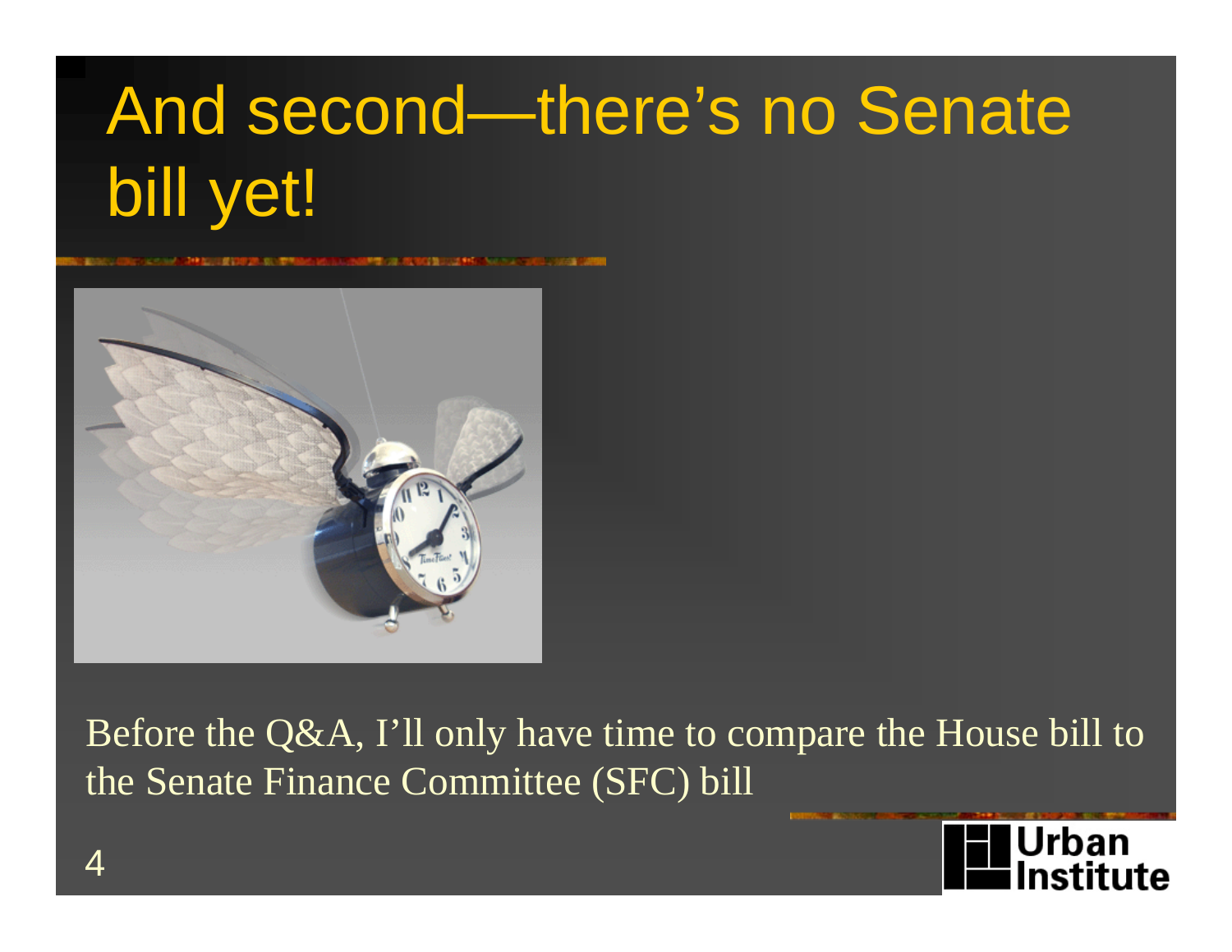# And second—there's no Senate bill yet!

Before the Q&A, I'll only have time to compare the House bill to the Senate Finance Committee (SFC) bill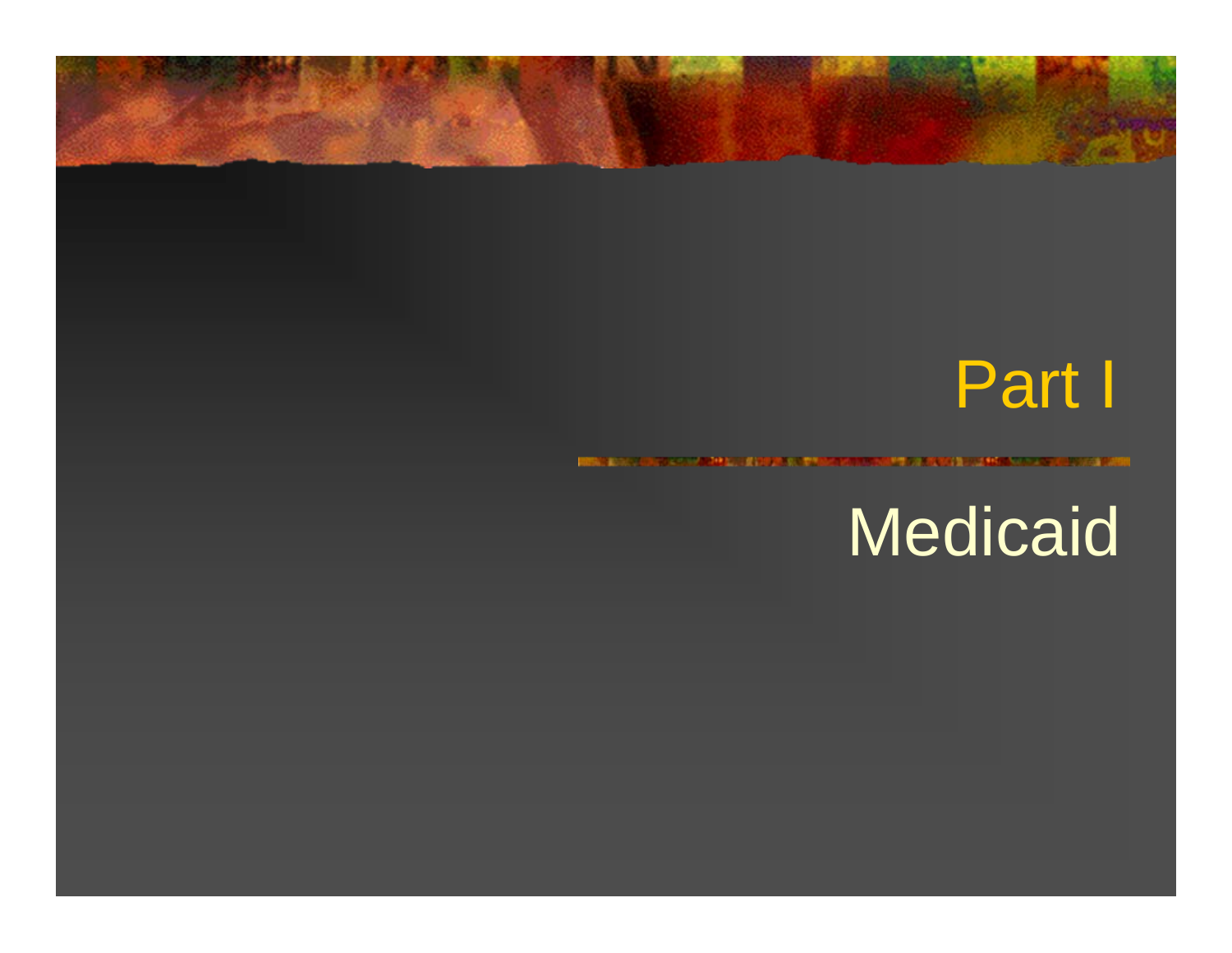# Part I

## Medicaid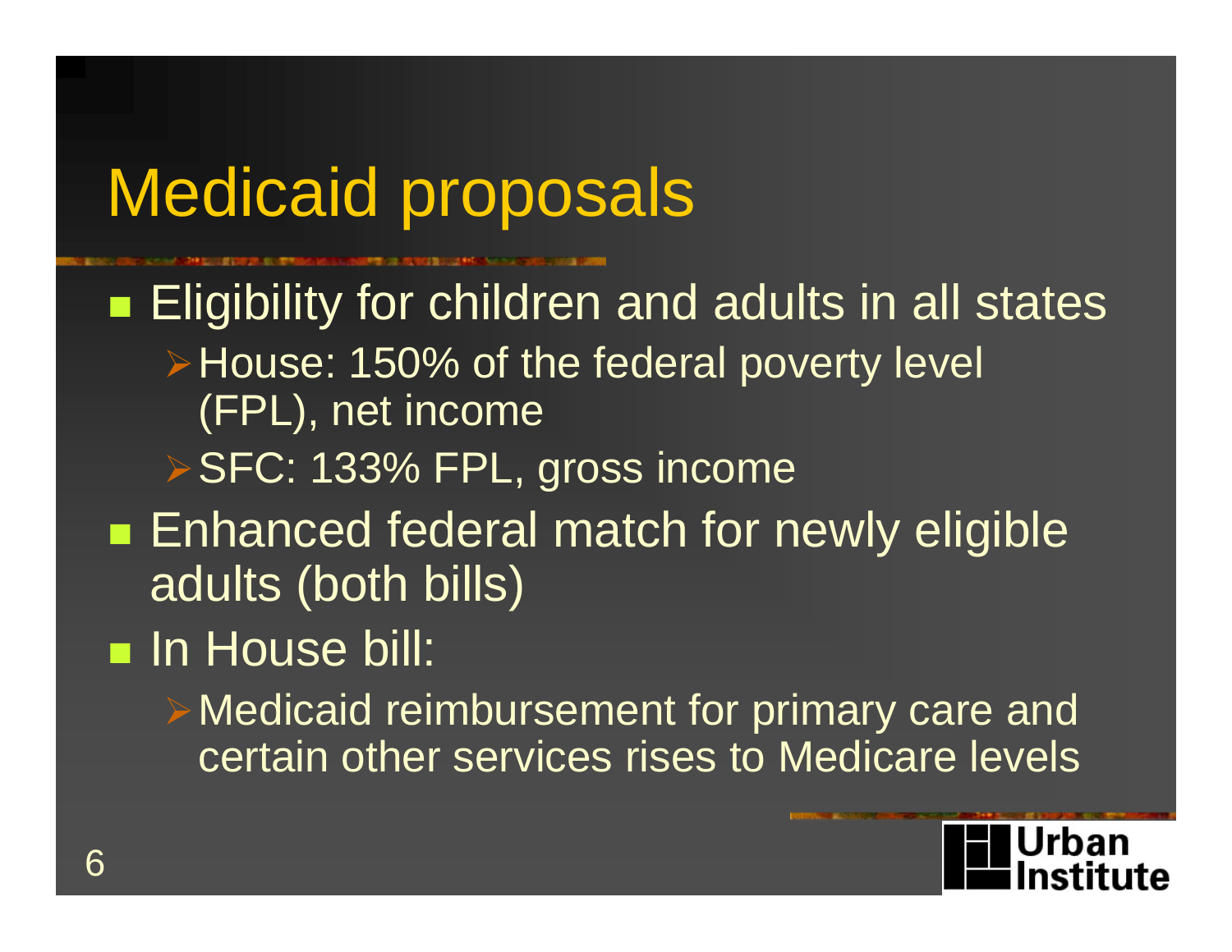# Medicaid proposals

- Eligibility for children and adults in all states
  - House: 150% of the federal poverty level (FPL), net income
  - SFC: 133% FPL, gross income
- Enhanced federal match for newly eligible adults (both bills)
- In House bill:
  - Medicaid reimbursement for primary care and certain other services rises to Medicare levels

Urban Institute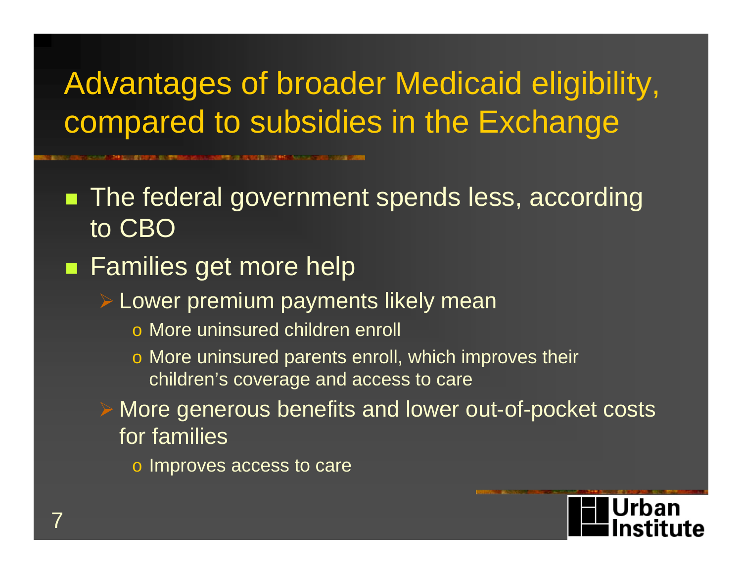# Advantages of broader Medicaid eligibility, compared to subsidies in the Exchange

- The federal government spends less, according to CBO
- Families get more help
  - Lower premium payments likely mean
    - More uninsured children enroll
    - More uninsured parents enroll, which improves their children's coverage and access to care
  - More generous benefits and lower out-of-pocket costs for families
    - Improves access to care

Urban Institute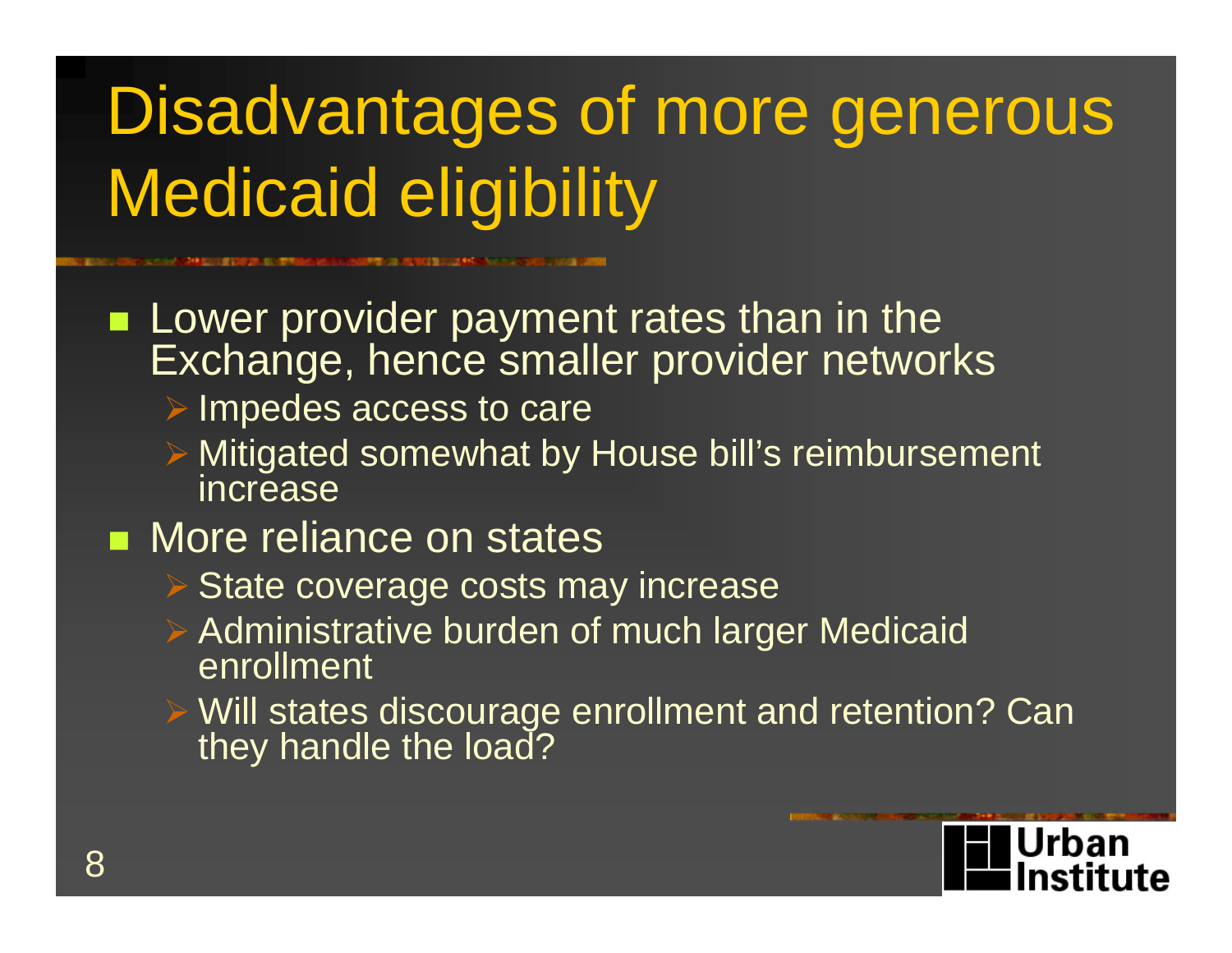# Disadvantages of more generous Medicaid eligibility

- Lower provider payment rates than in the Exchange, hence smaller provider networks
  - Impedes access to care
  - Mitigated somewhat by House bill's reimbursement increase
- More reliance on states
  - State coverage costs may increase
  - Administrative burden of much larger Medicaid enrollment
  - Will states discourage enrollment and retention? Can they handle the load?

Urban Institute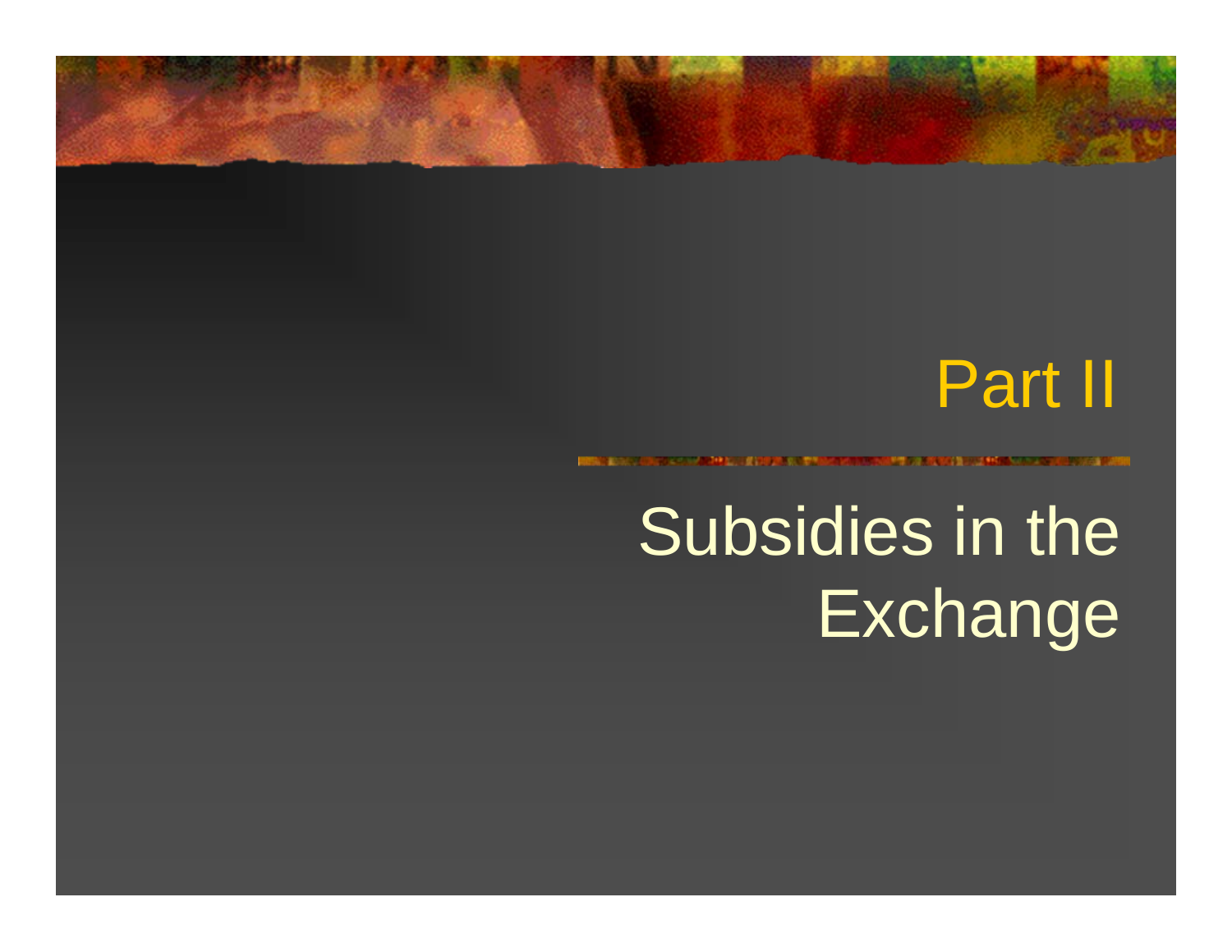# Part II

## Subsidies in the Exchange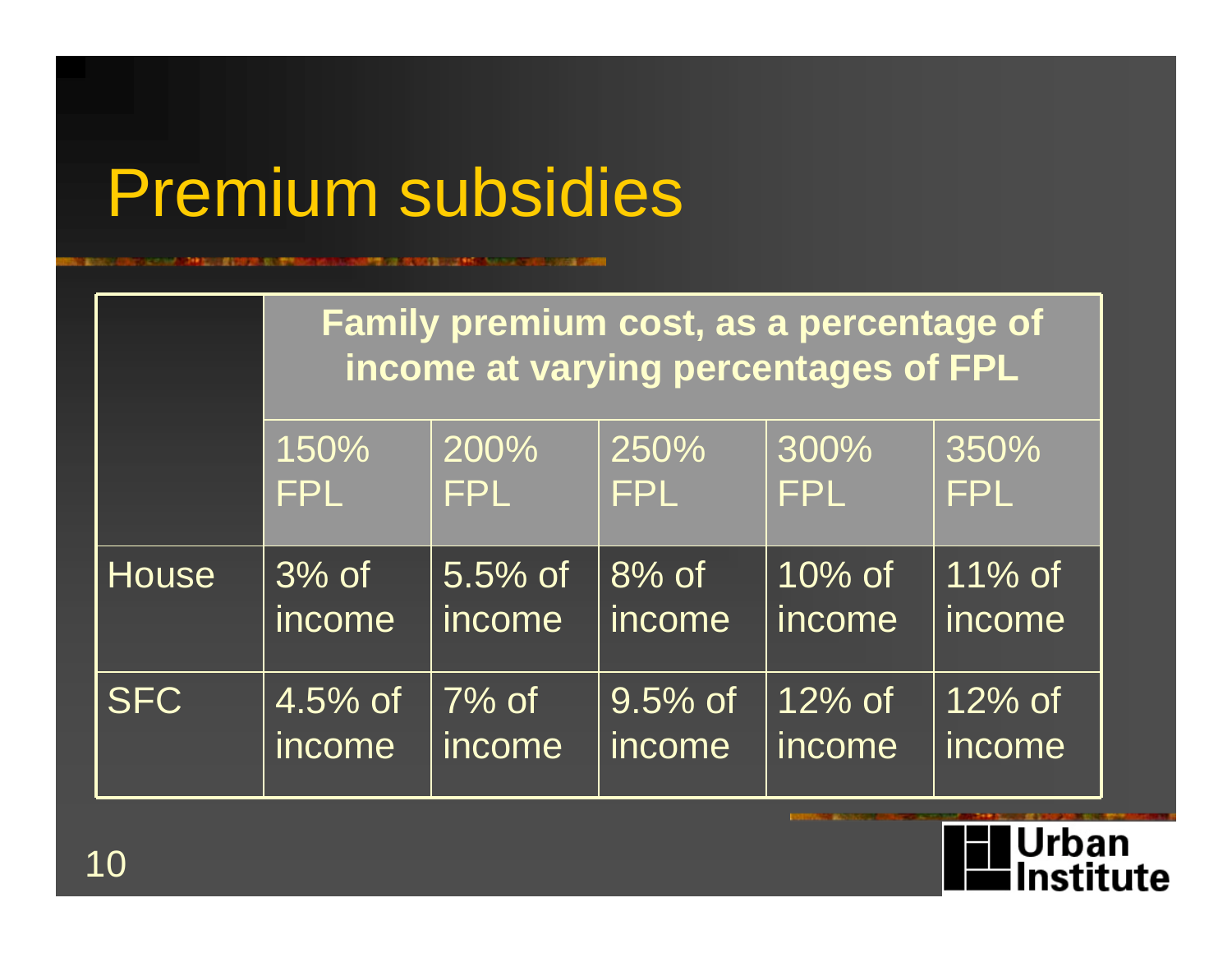# Premium subsidies

| | Family premium cost, as a percentage of income at varying percentages of FPL | | | | |
|---|---|---|---|---|---|
| | 150% FPL | 200% FPL | 250% FPL | 300% FPL | 350% FPL |
| House | 3% of income | 5.5% of income | 8% of income | 10% of income | 11% of income |
| SFC | 4.5% of income | 7% of income | 9.5% of income | 12% of income | 12% of income |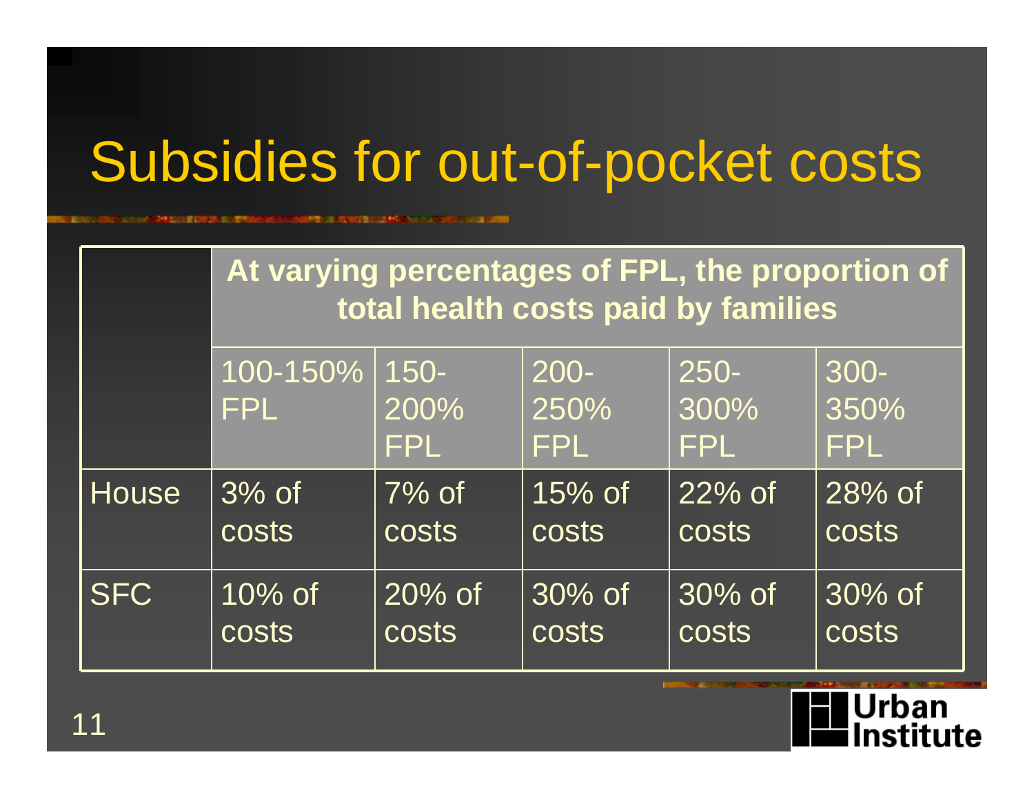# Subsidies for out-of-pocket costs

| | At varying percentages of FPL, the proportion of total health costs paid by families | | | | |
|---|---|---|---|---|---|
| | 100-150% FPL | 150-200% FPL | 200-250% FPL | 250-300% FPL | 300-350% FPL |
| House | 3% of costs | 7% of costs | 15% of costs | 22% of costs | 28% of costs |
| SFC | 10% of costs | 20% of costs | 30% of costs | 30% of costs | 30% of costs |

Urban Institute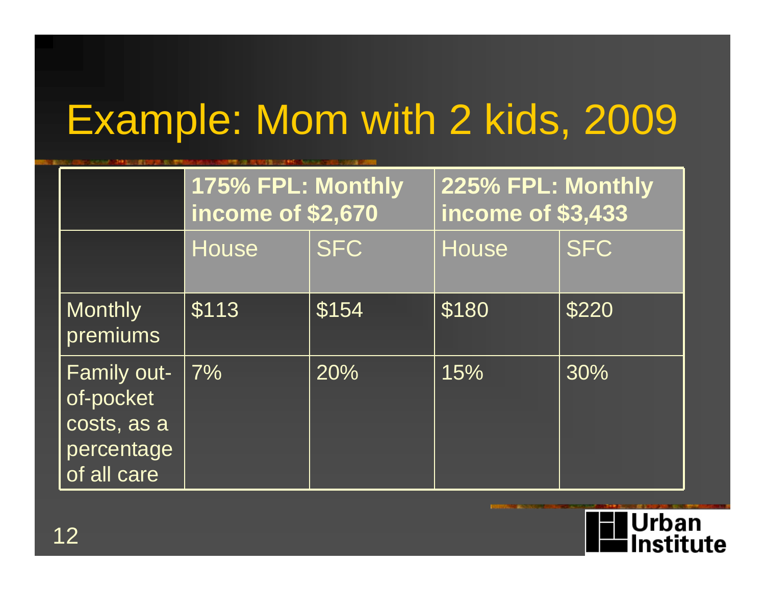# Example: Mom with 2 kids, 2009

| | **175% FPL: Monthly income of $2,670** | | **225% FPL: Monthly income of $3,433** | |
|---|---|---|---|---|
| | House | SFC | House | SFC |
| Monthly premiums | $113 | $154 | $180 | $220 |
| Family out-of-pocket costs, as a percentage of all care | 7% | 20% | 15% | 30% |

Urban Institute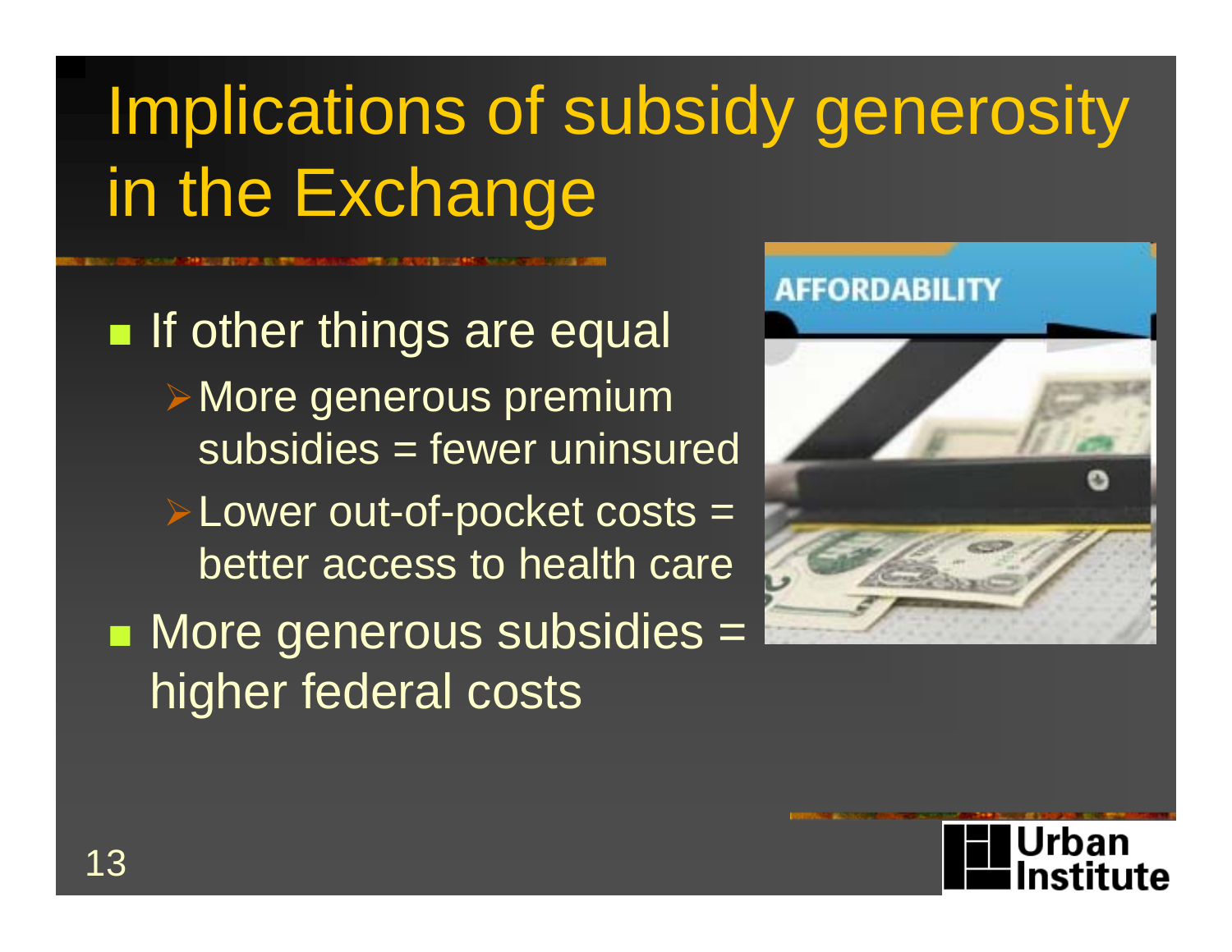# Implications of subsidy generosity in the Exchange

- If other things are equal
  - More generous premium subsidies = fewer uninsured
  - Lower out-of-pocket costs = better access to health care
- More generous subsidies = higher federal costs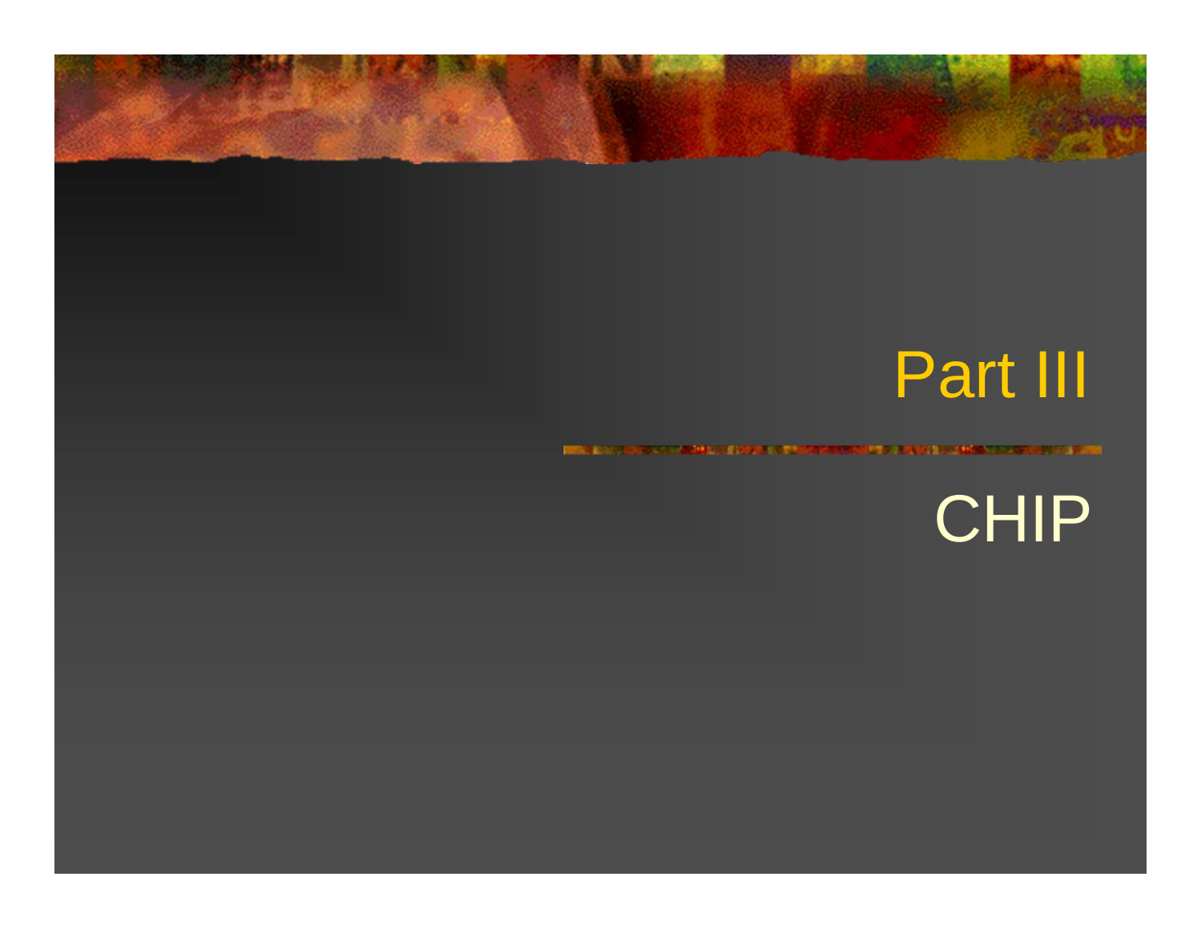# Part III

## CHIP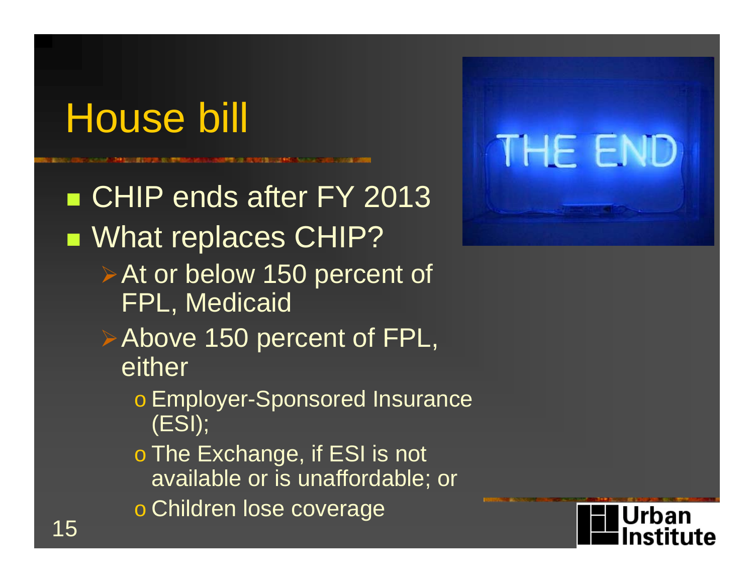# House bill

- CHIP ends after FY 2013
- What replaces CHIP?
  - At or below 150 percent of FPL, Medicaid
  - Above 150 percent of FPL, either
    - Employer-Sponsored Insurance (ESI);
    - The Exchange, if ESI is not available or is unaffordable; or
    - Children lose coverage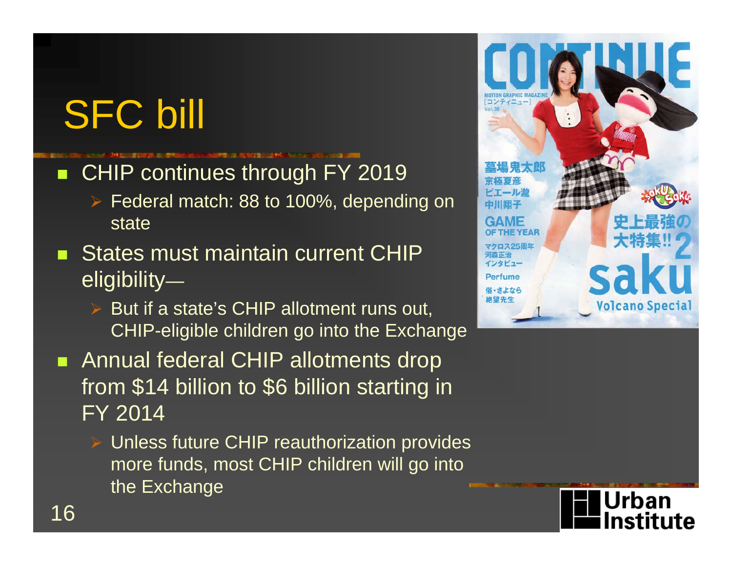# SFC bill

- CHIP continues through FY 2019
  - Federal match: 88 to 100%, depending on state
- States must maintain current CHIP eligibility—
  - But if a state's CHIP allotment runs out, CHIP-eligible children go into the Exchange
- Annual federal CHIP allotments drop from $14 billion to $6 billion starting in FY 2014
  - Unless future CHIP reauthorization provides more funds, most CHIP children will go into the Exchange

Urban Institute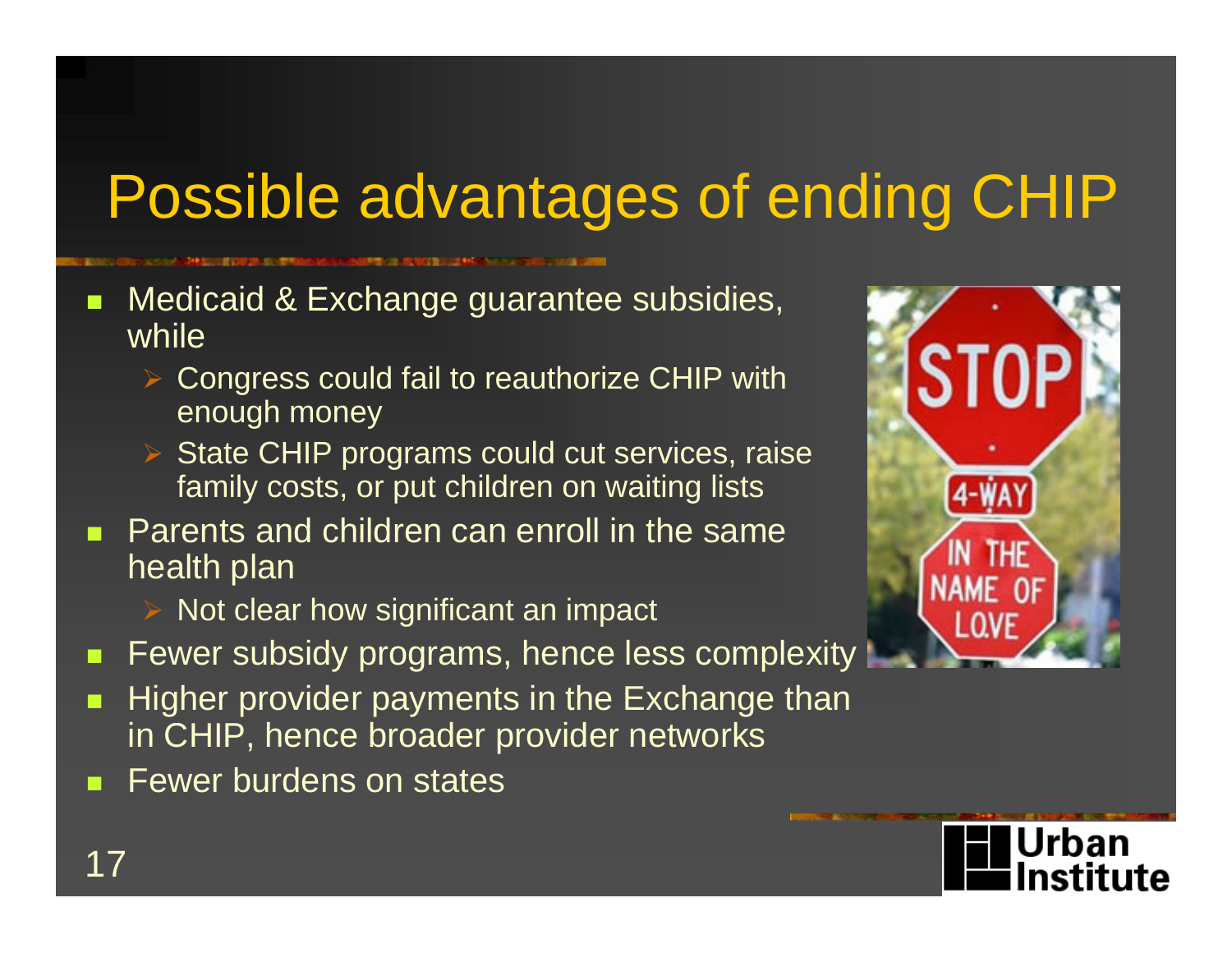# Possible advantages of ending CHIP

- Medicaid & Exchange guarantee subsidies, while
  - Congress could fail to reauthorize CHIP with enough money
  - State CHIP programs could cut services, raise family costs, or put children on waiting lists
- Parents and children can enroll in the same health plan
  - Not clear how significant an impact
- Fewer subsidy programs, hence less complexity
- Higher provider payments in the Exchange than in CHIP, hence broader provider networks
- Fewer burdens on states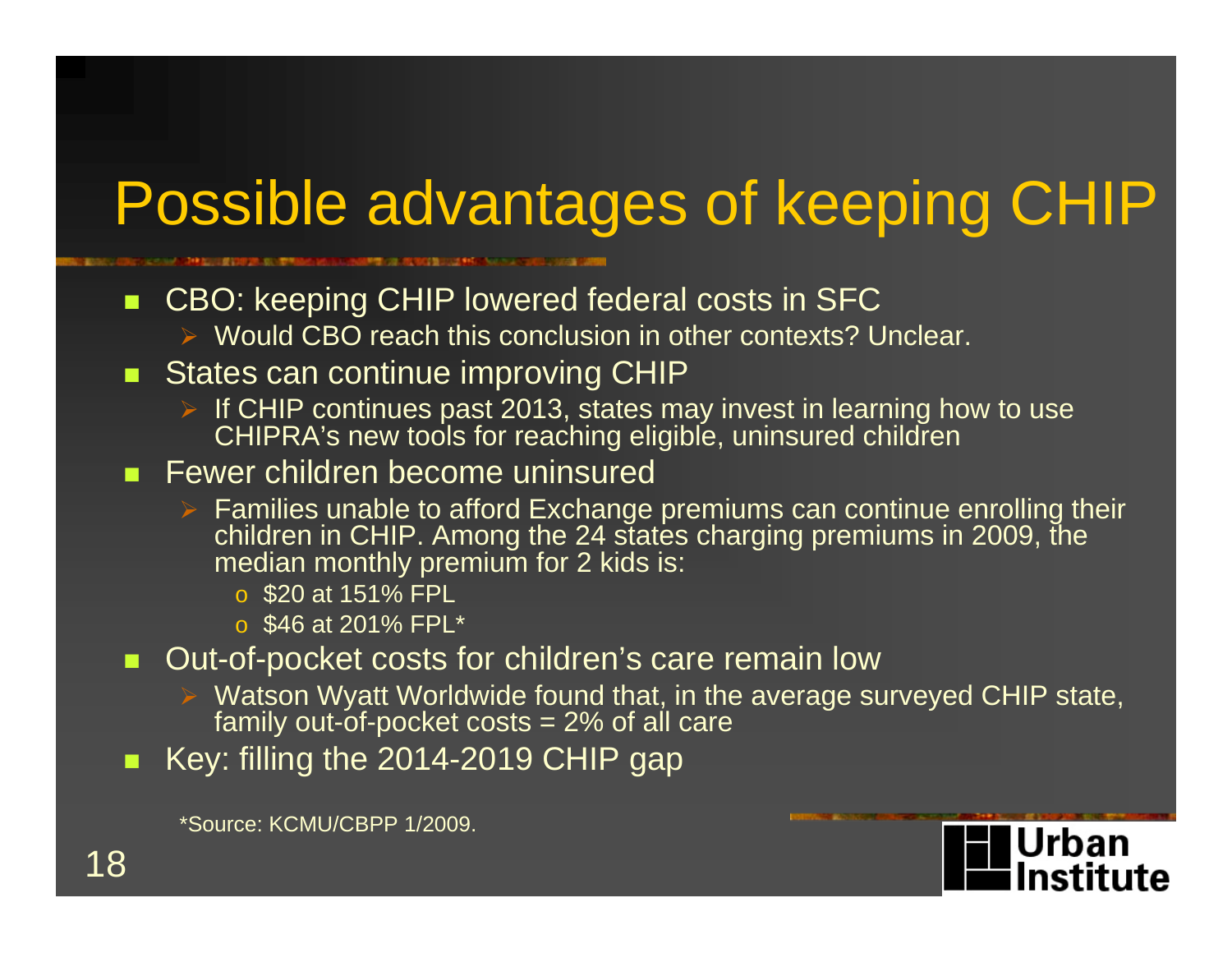# Possible advantages of keeping CHIP

- CBO: keeping CHIP lowered federal costs in SFC
  - Would CBO reach this conclusion in other contexts? Unclear.
- States can continue improving CHIP
  - If CHIP continues past 2013, states may invest in learning how to use CHIPRA's new tools for reaching eligible, uninsured children
- Fewer children become uninsured
  - Families unable to afford Exchange premiums can continue enrolling their children in CHIP. Among the 24 states charging premiums in 2009, the median monthly premium for 2 kids is:
    - $20 at 151% FPL
    - $46 at 201% FPL*
- Out-of-pocket costs for children's care remain low
  - Watson Wyatt Worldwide found that, in the average surveyed CHIP state, family out-of-pocket costs = 2% of all care
- Key: filling the 2014-2019 CHIP gap

*Source: KCMU/CBPP 1/2009.

Urban Institute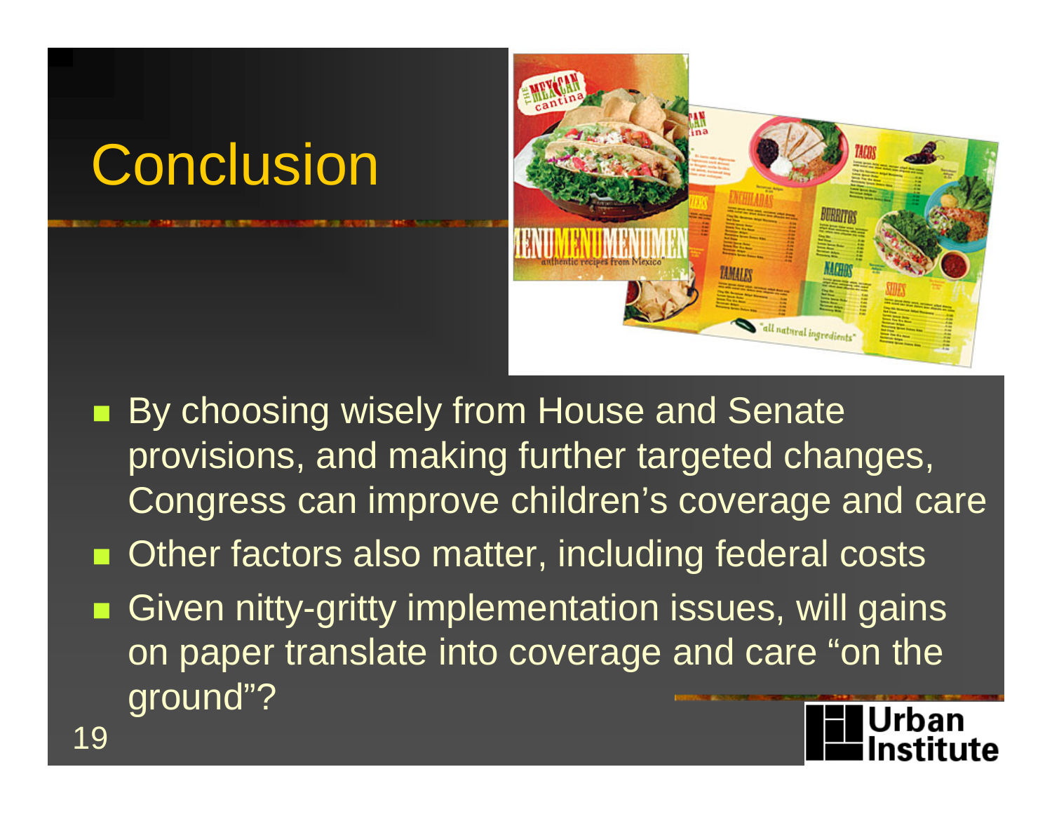# Conclusion

- By choosing wisely from House and Senate provisions, and making further targeted changes, Congress can improve children's coverage and care
- Other factors also matter, including federal costs
- Given nitty-gritty implementation issues, will gains on paper translate into coverage and care "on the ground"?